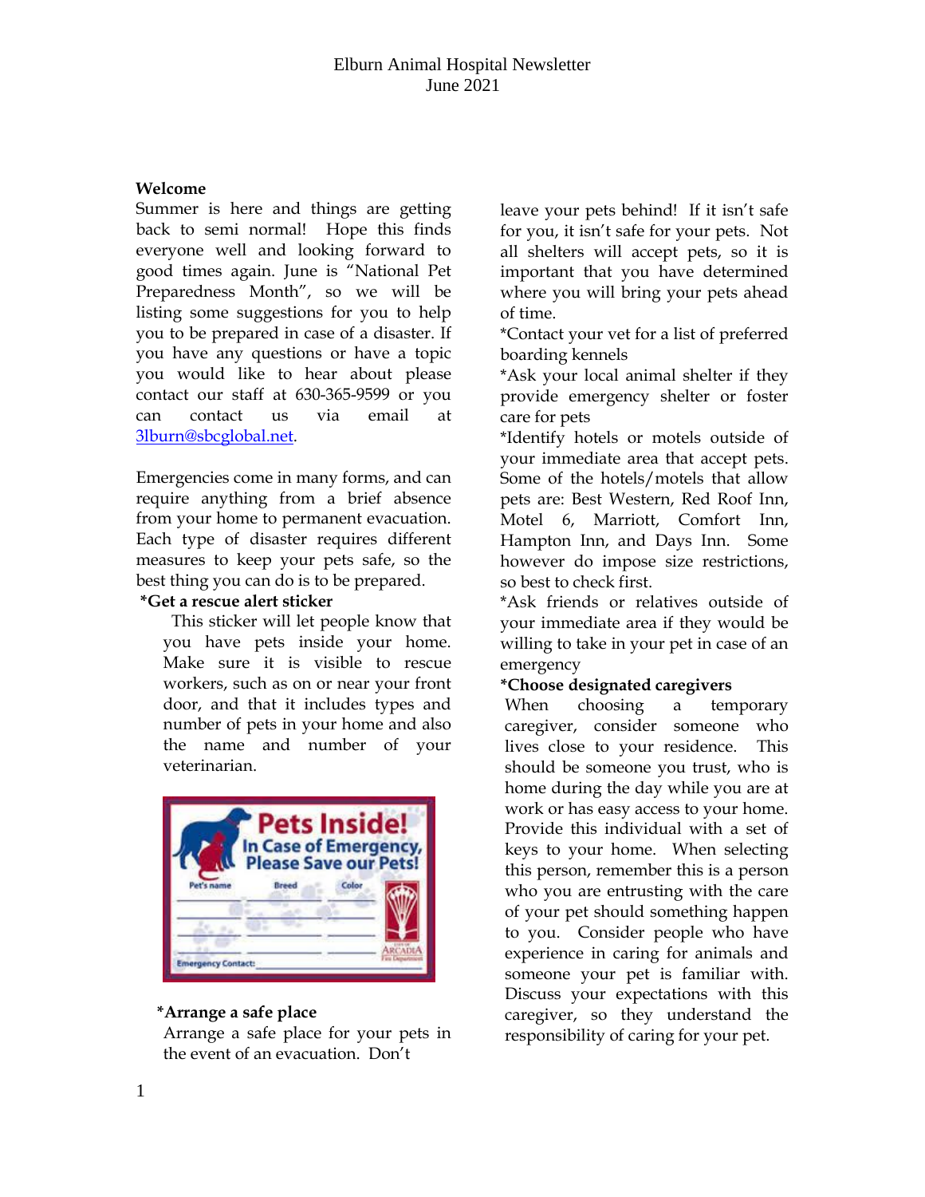Elburn Animal Hospital Newsletter
June 2021

**Welcome**

Summer is here and things are getting back to semi normal! Hope this finds everyone well and looking forward to good times again. June is "National Pet Preparedness Month", so we will be listing some suggestions for you to help you to be prepared in case of a disaster. If you have any questions or have a topic you would like to hear about please contact our staff at 630-365-9599 or you can contact us via email at 3lburn@sbcglobal.net.

Emergencies come in many forms, and can require anything from a brief absence from your home to permanent evacuation. Each type of disaster requires different measures to keep your pets safe, so the best thing you can do is to be prepared.

**\*Get a rescue alert sticker**

This sticker will let people know that you have pets inside your home. Make sure it is visible to rescue workers, such as on or near your front door, and that it includes types and number of pets in your home and also the name and number of your veterinarian.

**\*Arrange a safe place**

Arrange a safe place for your pets in the event of an evacuation. Don't leave your pets behind! If it isn't safe for you, it isn't safe for your pets. Not all shelters will accept pets, so it is important that you have determined where you will bring your pets ahead of time.

*Contact your vet for a list of preferred boarding kennels

*Ask your local animal shelter if they provide emergency shelter or foster care for pets

*Identify hotels or motels outside of your immediate area that accept pets. Some of the hotels/motels that allow pets are: Best Western, Red Roof Inn, Motel 6, Marriott, Comfort Inn, Hampton Inn, and Days Inn. Some however do impose size restrictions, so best to check first.

*Ask friends or relatives outside of your immediate area if they would be willing to take in your pet in case of an emergency

**\*Choose designated caregivers**

When choosing a temporary caregiver, consider someone who lives close to your residence. This should be someone you trust, who is home during the day while you are at work or has easy access to your home. Provide this individual with a set of keys to your home. When selecting this person, remember this is a person who you are entrusting with the care of your pet should something happen to you. Consider people who have experience in caring for animals and someone your pet is familiar with. Discuss your expectations with this caregiver, so they understand the responsibility of caring for your pet.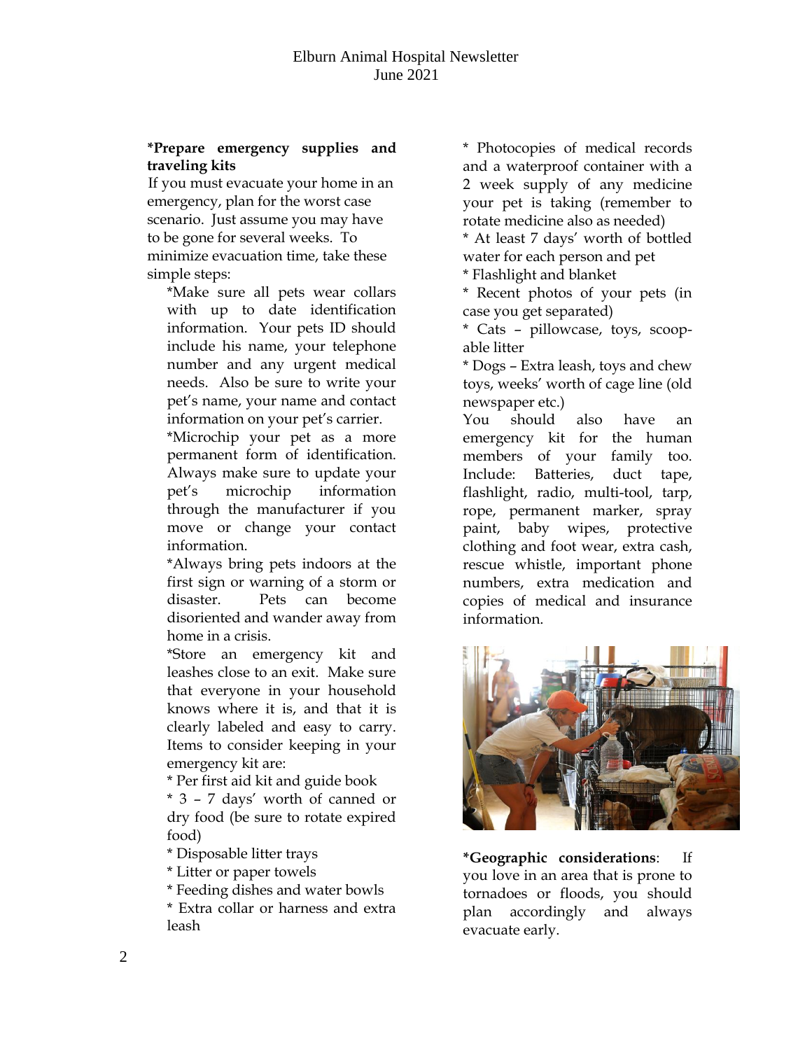**\*Prepare emergency supplies and traveling kits**

If you must evacuate your home in an emergency, plan for the worst case scenario. Just assume you may have to be gone for several weeks. To minimize evacuation time, take these simple steps:

*Make sure all pets wear collars with up to date identification information. Your pets ID should include his name, your telephone number and any urgent medical needs. Also be sure to write your pet's name, your name and contact information on your pet's carrier.

*Microchip your pet as a more permanent form of identification. Always make sure to update your pet's microchip information through the manufacturer if you move or change your contact information.

*Always bring pets indoors at the first sign or warning of a storm or disaster. Pets can become disoriented and wander away from home in a crisis.

*Store an emergency kit and leashes close to an exit. Make sure that everyone in your household knows where it is, and that it is clearly labeled and easy to carry. Items to consider keeping in your emergency kit are:

* Per first aid kit and guide book
* 3 – 7 days' worth of canned or dry food (be sure to rotate expired food)
* Disposable litter trays
* Litter or paper towels
* Feeding dishes and water bowls
* Extra collar or harness and extra leash
* Photocopies of medical records and a waterproof container with a 2 week supply of any medicine your pet is taking (remember to rotate medicine also as needed)
* At least 7 days' worth of bottled water for each person and pet
* Flashlight and blanket
* Recent photos of your pets (in case you get separated)
* Cats – pillowcase, toys, scoop-able litter
* Dogs – Extra leash, toys and chew toys, weeks' worth of cage line (old newspaper etc.)

You should also have an emergency kit for the human members of your family too. Include: Batteries, duct tape, flashlight, radio, multi-tool, tarp, rope, permanent marker, spray paint, baby wipes, protective clothing and foot wear, extra cash, rescue whistle, important phone numbers, extra medication and copies of medical and insurance information.

**\*Geographic considerations**: If you love in an area that is prone to tornadoes or floods, you should plan accordingly and always evacuate early.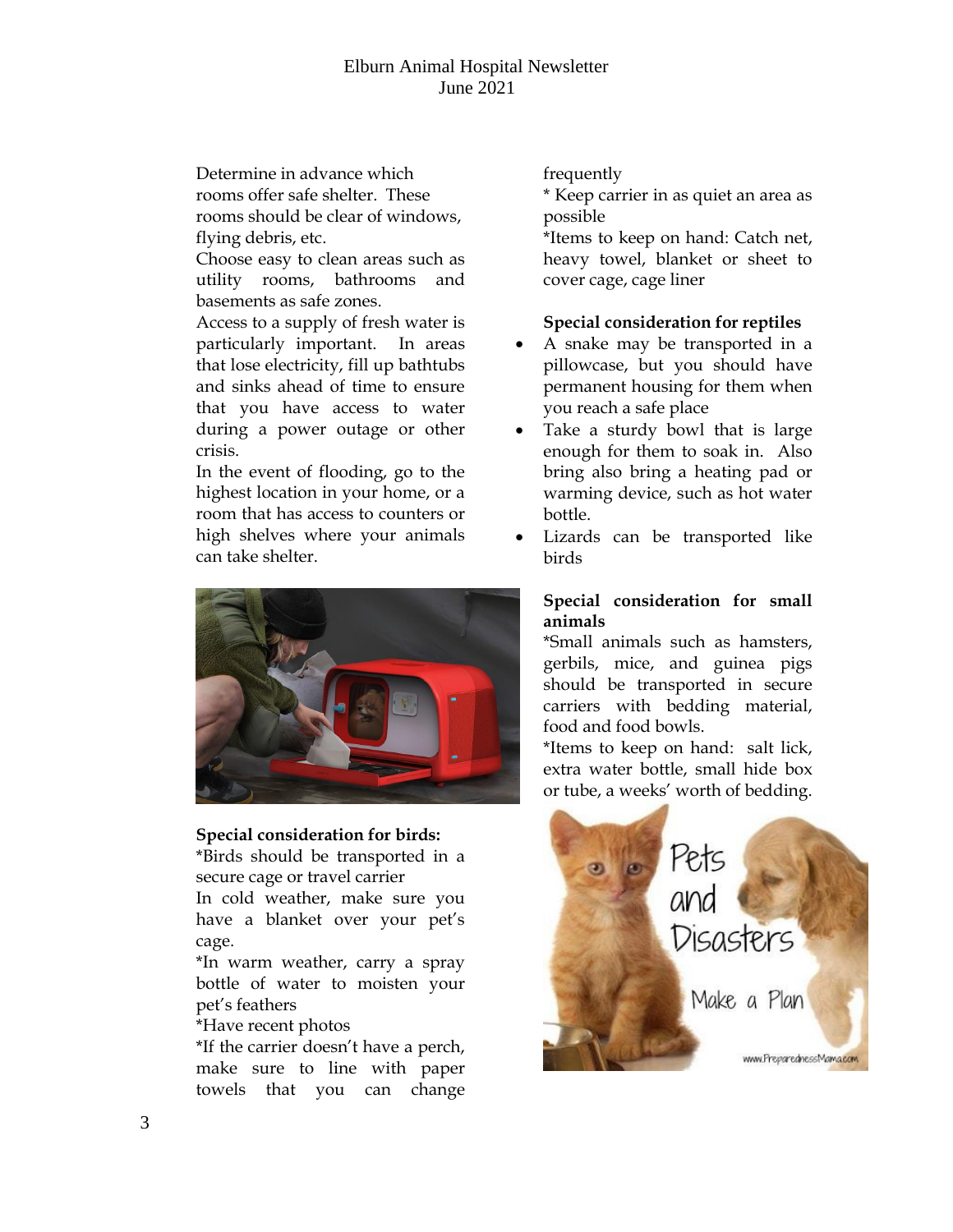Determine in advance which rooms offer safe shelter. These rooms should be clear of windows, flying debris, etc.

Choose easy to clean areas such as utility rooms, bathrooms and basements as safe zones.

Access to a supply of fresh water is particularly important. In areas that lose electricity, fill up bathtubs and sinks ahead of time to ensure that you have access to water during a power outage or other crisis.

In the event of flooding, go to the highest location in your home, or a room that has access to counters or high shelves where your animals can take shelter.

**Special consideration for birds:**

*Birds should be transported in a secure cage or travel carrier

In cold weather, make sure you have a blanket over your pet's cage.

*In warm weather, carry a spray bottle of water to moisten your pet's feathers

*Have recent photos

*If the carrier doesn't have a perch, make sure to line with paper towels that you can change frequently

* Keep carrier in as quiet an area as possible

*Items to keep on hand: Catch net, heavy towel, blanket or sheet to cover cage, cage liner

**Special consideration for reptiles**

- A snake may be transported in a pillowcase, but you should have permanent housing for them when you reach a safe place
- Take a sturdy bowl that is large enough for them to soak in. Also bring also bring a heating pad or warming device, such as hot water bottle.
- Lizards can be transported like birds

**Special consideration for small animals**

*Small animals such as hamsters, gerbils, mice, and guinea pigs should be transported in secure carriers with bedding material, food and food bowls.

*Items to keep on hand: salt lick, extra water bottle, small hide box or tube, a weeks' worth of bedding.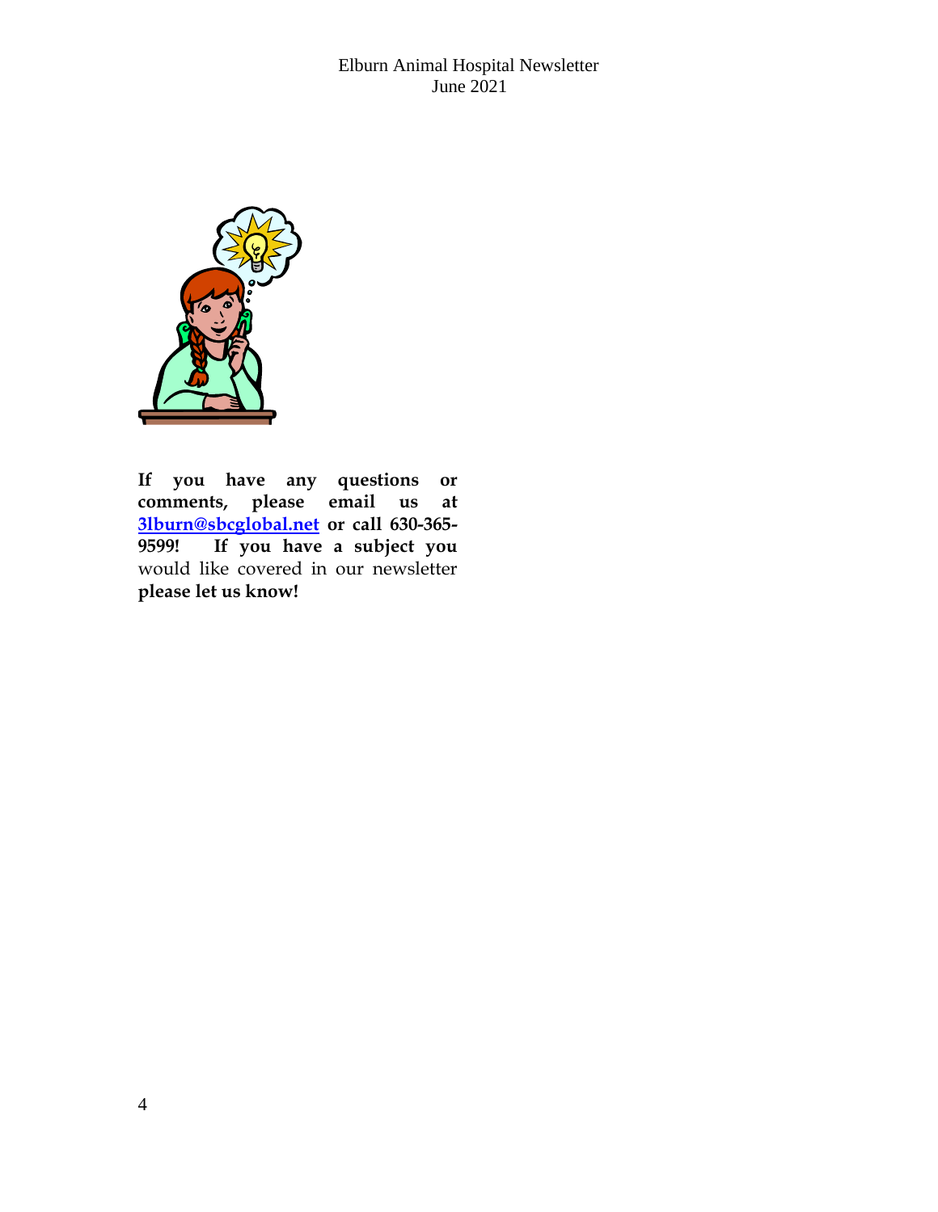**If you have any questions or comments, please email us at [3lburn@sbcglobal.net](mailto:3lburn@sbcglobal.net) or call 630-365-9599! If you have a subject you** would like covered in our newsletter **please let us know!**